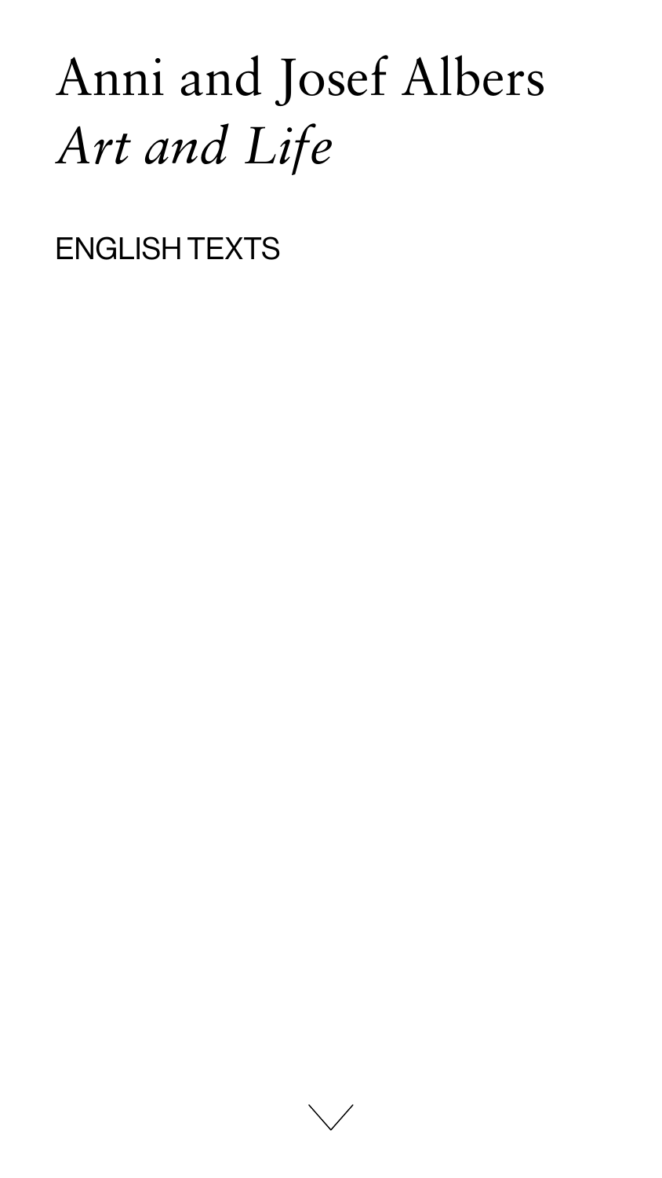# Anni and Josef Albers
## *Art and Life*

ENGLISH TEXTS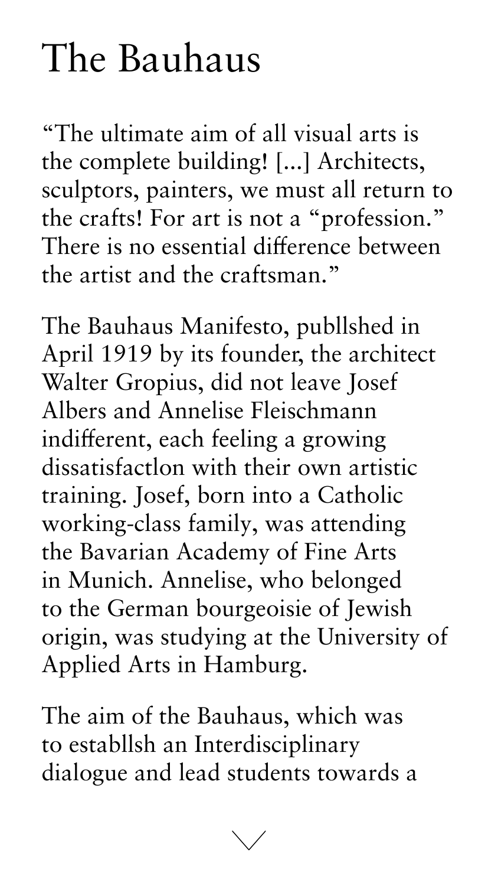# The Bauhaus

“The ultimate aim of all visual arts is the complete building! [...] Architects, sculptors, painters, we must all return to the crafts! For art is not a “profession.” There is no essential difference between the artist and the craftsman.”

The Bauhaus Manifesto, publlshed in April 1919 by its founder, the architect Walter Gropius, did not leave Josef Albers and Annelise Fleischmann indifferent, each feeling a growing dissatisfactlon with their own artistic training. Josef, born into a Catholic working-class family, was attending the Bavarian Academy of Fine Arts in Munich. Annelise, who belonged to the German bourgeoisie of Jewish origin, was studying at the University of Applied Arts in Hamburg.

The aim of the Bauhaus, which was to establlsh an Interdisciplinary dialogue and lead students towards a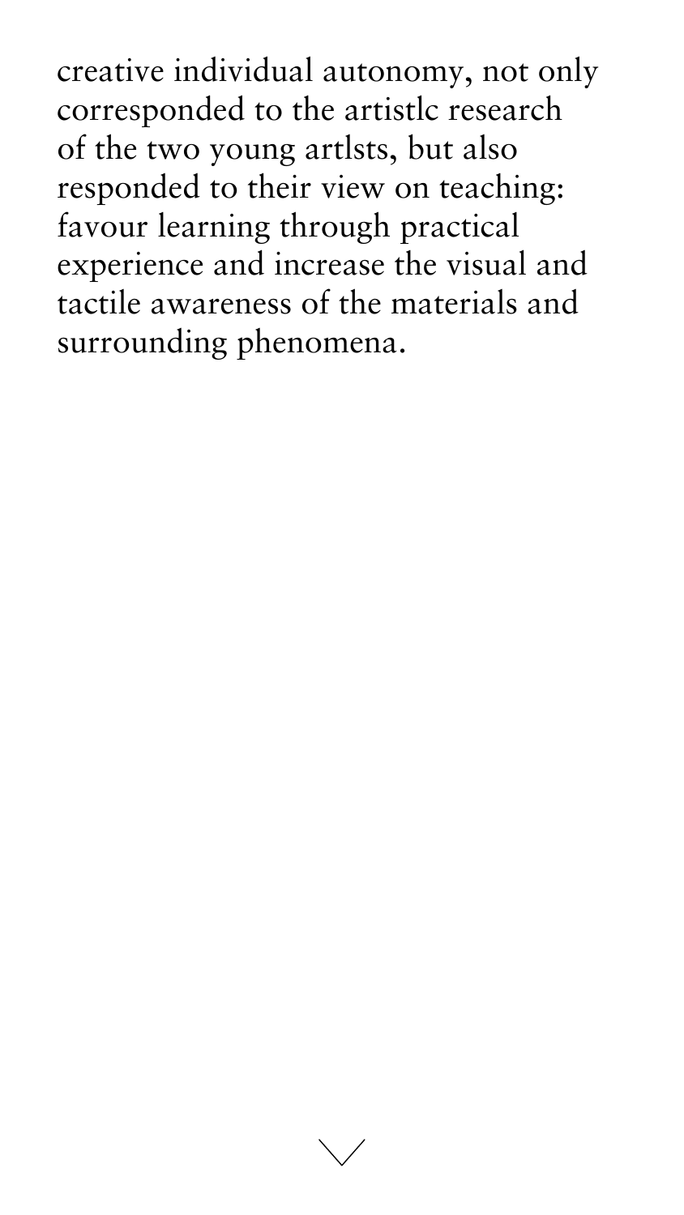creative individual autonomy, not only corresponded to the artistlc research of the two young artlsts, but also responded to their view on teaching: favour learning through practical experience and increase the visual and tactile awareness of the materials and surrounding phenomena.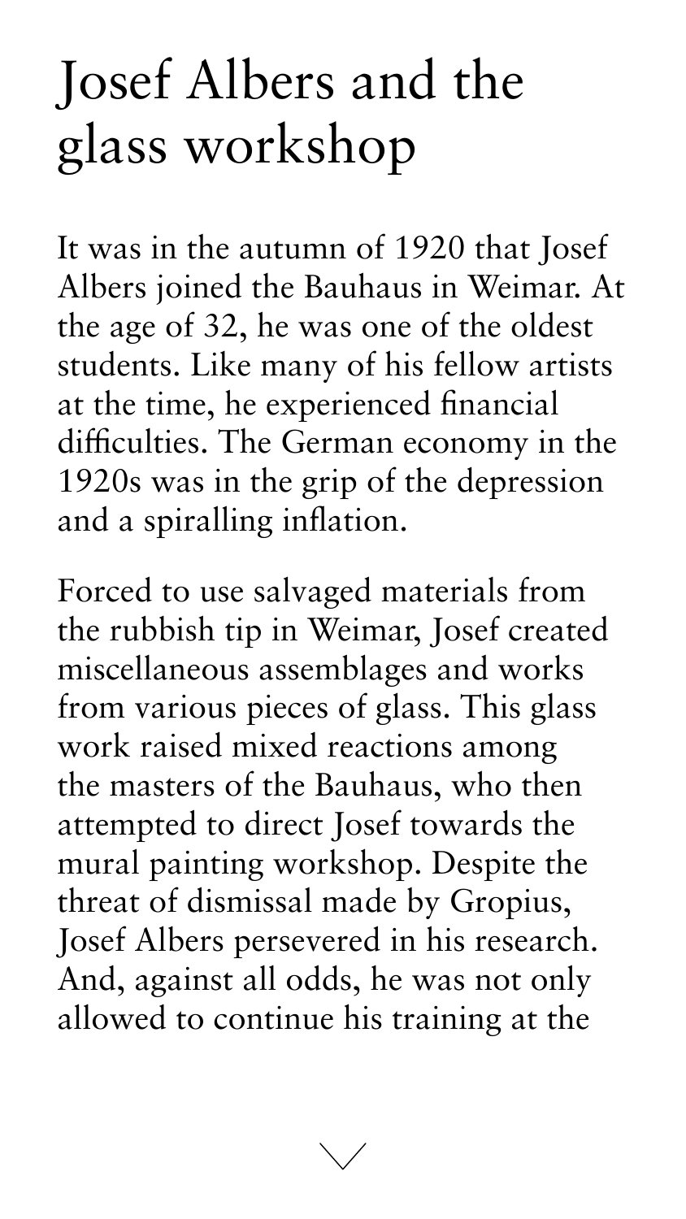# Josef Albers and the glass workshop

It was in the autumn of 1920 that Josef Albers joined the Bauhaus in Weimar. At the age of 32, he was one of the oldest students. Like many of his fellow artists at the time, he experienced financial difficulties. The German economy in the 1920s was in the grip of the depression and a spiralling inflation.

Forced to use salvaged materials from the rubbish tip in Weimar, Josef created miscellaneous assemblages and works from various pieces of glass. This glass work raised mixed reactions among the masters of the Bauhaus, who then attempted to direct Josef towards the mural painting workshop. Despite the threat of dismissal made by Gropius, Josef Albers persevered in his research. And, against all odds, he was not only allowed to continue his training at the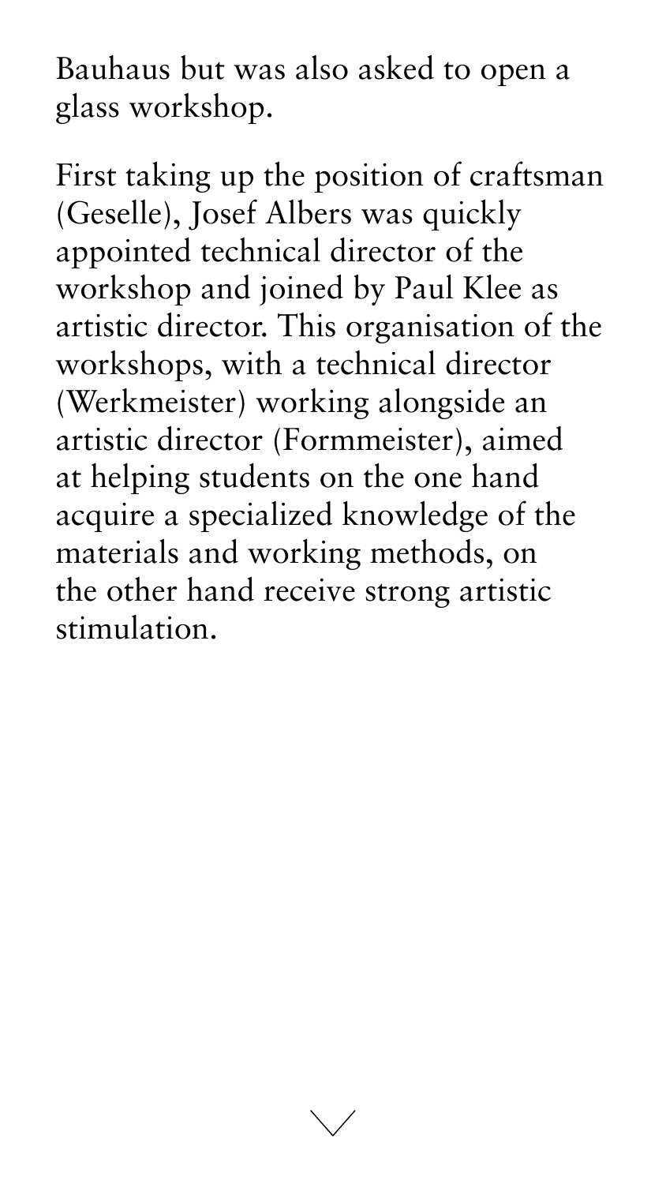Bauhaus but was also asked to open a glass workshop.

First taking up the position of craftsman (Geselle), Josef Albers was quickly appointed technical director of the workshop and joined by Paul Klee as artistic director. This organisation of the workshops, with a technical director (Werkmeister) working alongside an artistic director (Formmeister), aimed at helping students on the one hand acquire a specialized knowledge of the materials and working methods, on the other hand receive strong artistic stimulation.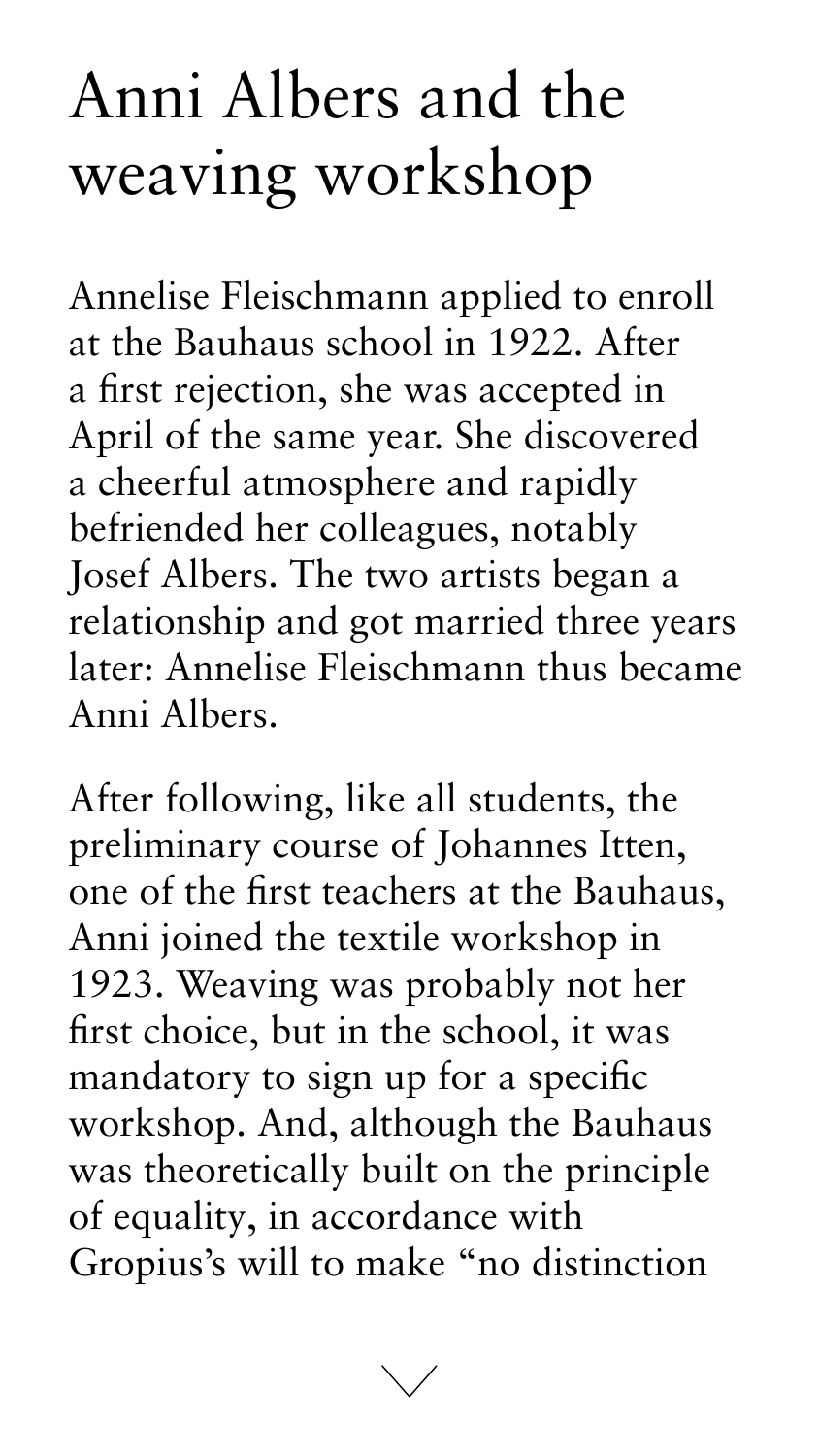# Anni Albers and the weaving workshop

Annelise Fleischmann applied to enroll at the Bauhaus school in 1922. After a first rejection, she was accepted in April of the same year. She discovered a cheerful atmosphere and rapidly befriended her colleagues, notably Josef Albers. The two artists began a relationship and got married three years later: Annelise Fleischmann thus became Anni Albers.

After following, like all students, the preliminary course of Johannes Itten, one of the first teachers at the Bauhaus, Anni joined the textile workshop in 1923. Weaving was probably not her first choice, but in the school, it was mandatory to sign up for a specific workshop. And, although the Bauhaus was theoretically built on the principle of equality, in accordance with Gropius's will to make "no distinction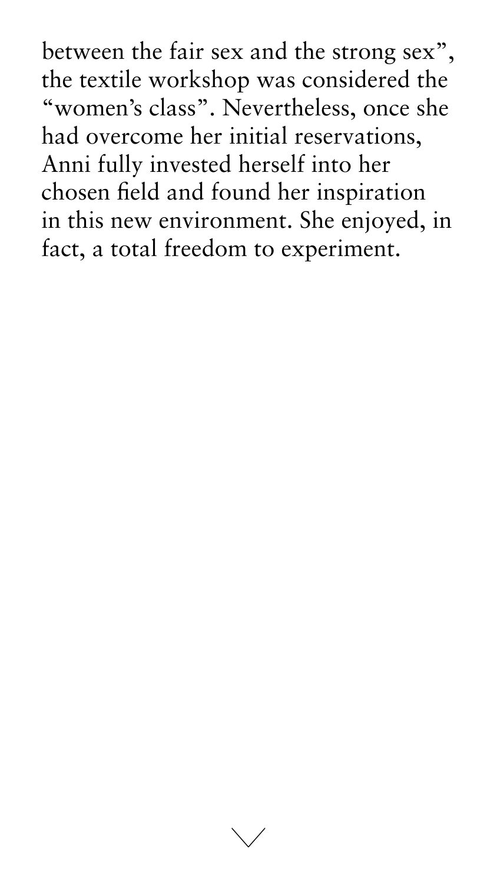between the fair sex and the strong sex", the textile workshop was considered the "women's class". Nevertheless, once she had overcome her initial reservations, Anni fully invested herself into her chosen field and found her inspiration in this new environment. She enjoyed, in fact, a total freedom to experiment.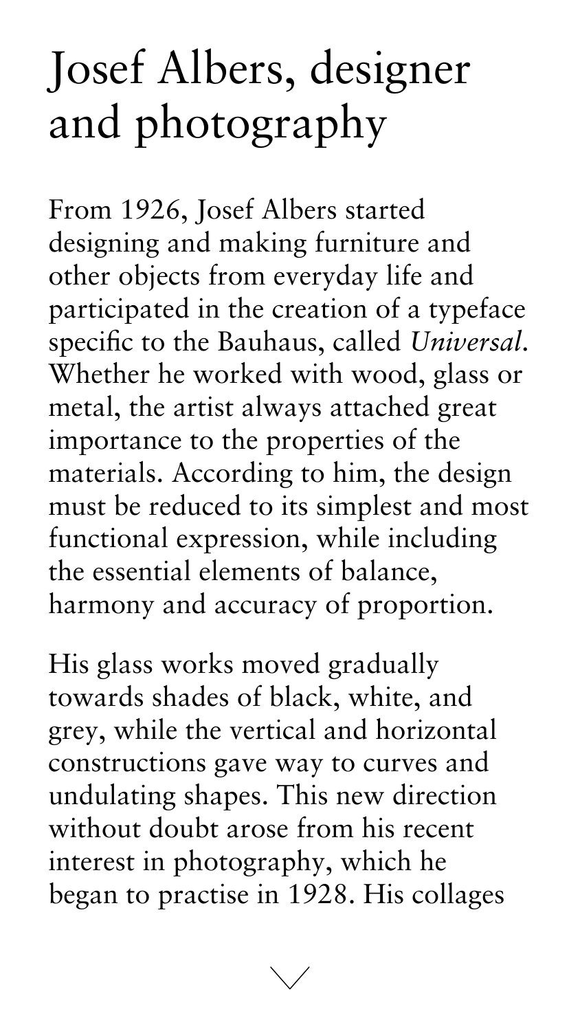# Josef Albers, designer and photography

From 1926, Josef Albers started designing and making furniture and other objects from everyday life and participated in the creation of a typeface specific to the Bauhaus, called *Universal*. Whether he worked with wood, glass or metal, the artist always attached great importance to the properties of the materials. According to him, the design must be reduced to its simplest and most functional expression, while including the essential elements of balance, harmony and accuracy of proportion.

His glass works moved gradually towards shades of black, white, and grey, while the vertical and horizontal constructions gave way to curves and undulating shapes. This new direction without doubt arose from his recent interest in photography, which he began to practise in 1928. His collages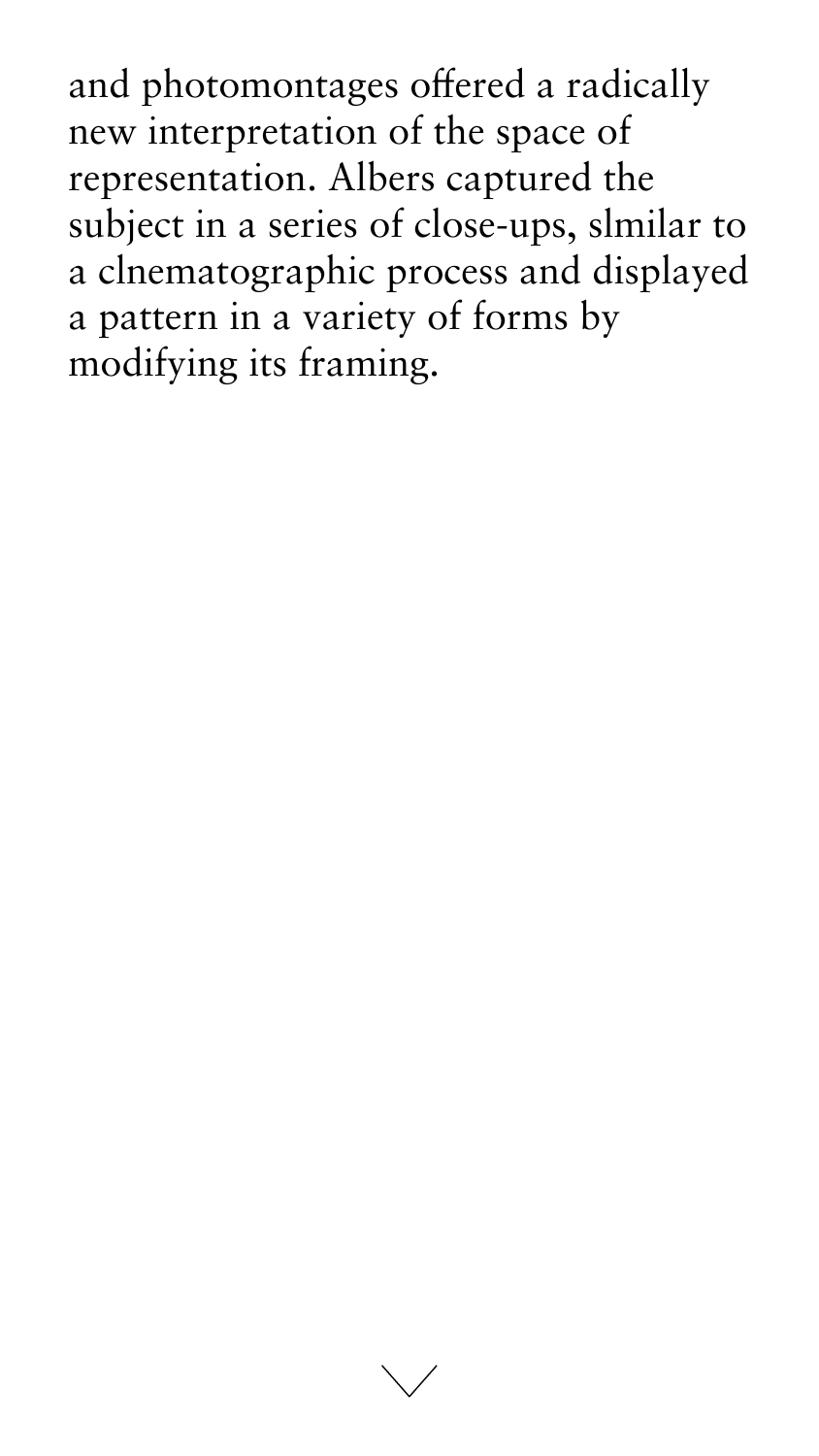and photomontages offered a radically new interpretation of the space of representation. Albers captured the subject in a series of close-ups, slmilar to a clnematographic process and displayed a pattern in a variety of forms by modifying its framing.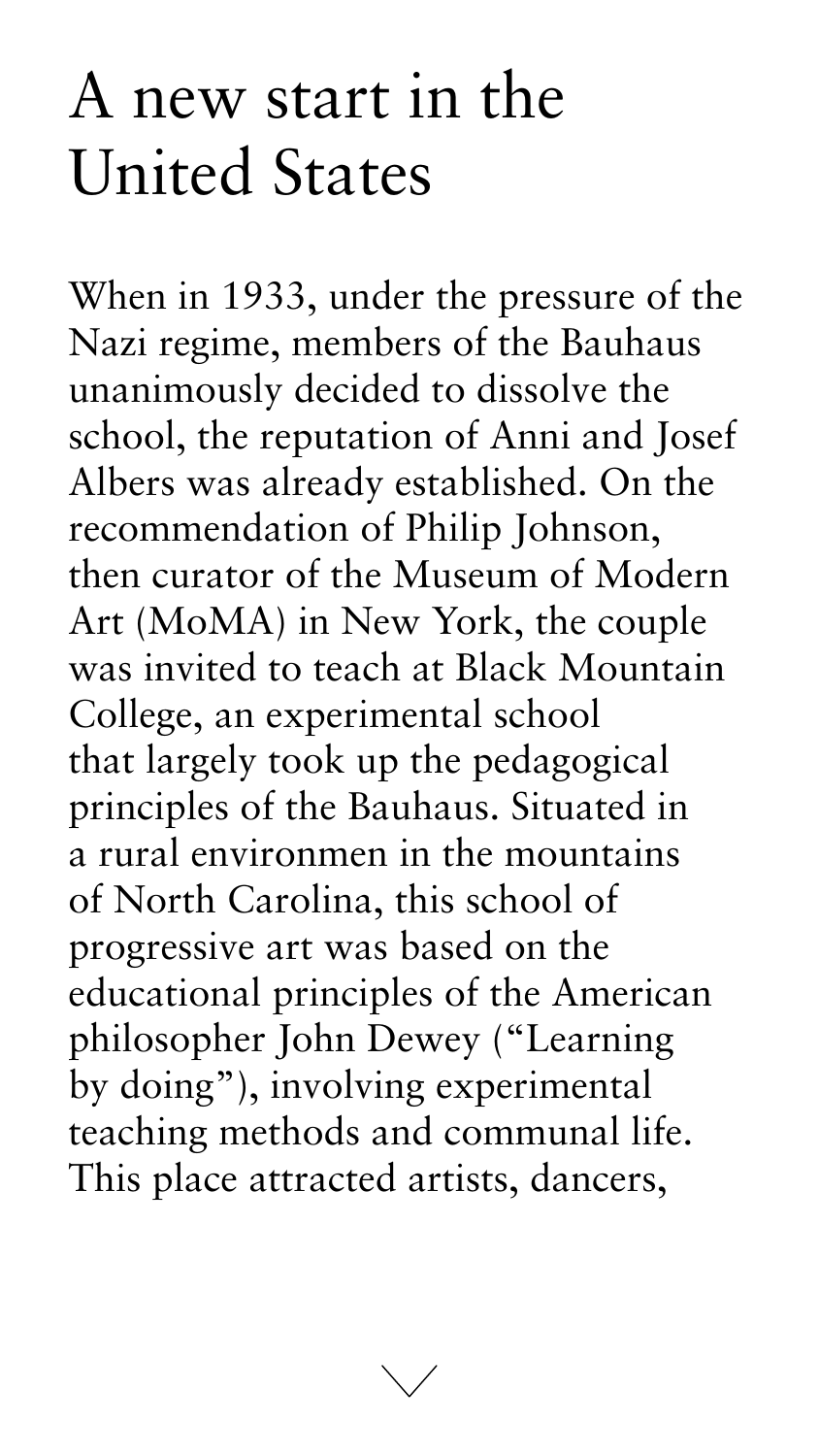# A new start in the United States

When in 1933, under the pressure of the Nazi regime, members of the Bauhaus unanimously decided to dissolve the school, the reputation of Anni and Josef Albers was already established. On the recommendation of Philip Johnson, then curator of the Museum of Modern Art (MoMA) in New York, the couple was invited to teach at Black Mountain College, an experimental school that largely took up the pedagogical principles of the Bauhaus. Situated in a rural environmen in the mountains of North Carolina, this school of progressive art was based on the educational principles of the American philosopher John Dewey ("Learning by doing"), involving experimental teaching methods and communal life. This place attracted artists, dancers,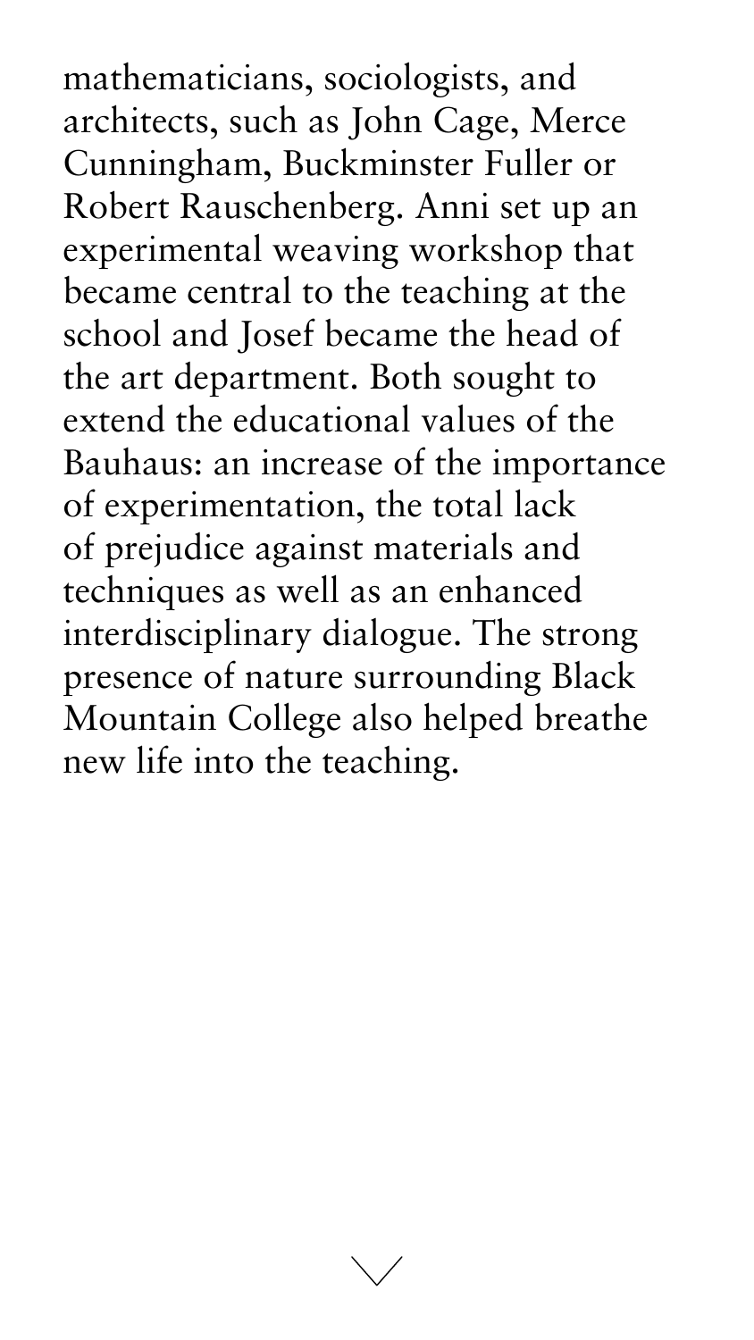mathematicians, sociologists, and architects, such as John Cage, Merce Cunningham, Buckminster Fuller or Robert Rauschenberg. Anni set up an experimental weaving workshop that became central to the teaching at the school and Josef became the head of the art department. Both sought to extend the educational values of the Bauhaus: an increase of the importance of experimentation, the total lack of prejudice against materials and techniques as well as an enhanced interdisciplinary dialogue. The strong presence of nature surrounding Black Mountain College also helped breathe new life into the teaching.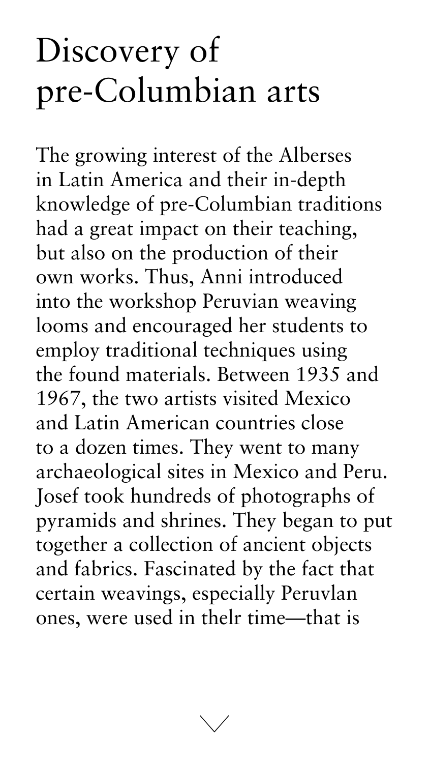# Discovery of pre-Columbian arts

The growing interest of the Alberses in Latin America and their in-depth knowledge of pre-Columbian traditions had a great impact on their teaching, but also on the production of their own works. Thus, Anni introduced into the workshop Peruvian weaving looms and encouraged her students to employ traditional techniques using the found materials. Between 1935 and 1967, the two artists visited Mexico and Latin American countries close to a dozen times. They went to many archaeological sites in Mexico and Peru. Josef took hundreds of photographs of pyramids and shrines. They began to put together a collection of ancient objects and fabrics. Fascinated by the fact that certain weavings, especially Peruvlan ones, were used in thelr time—that is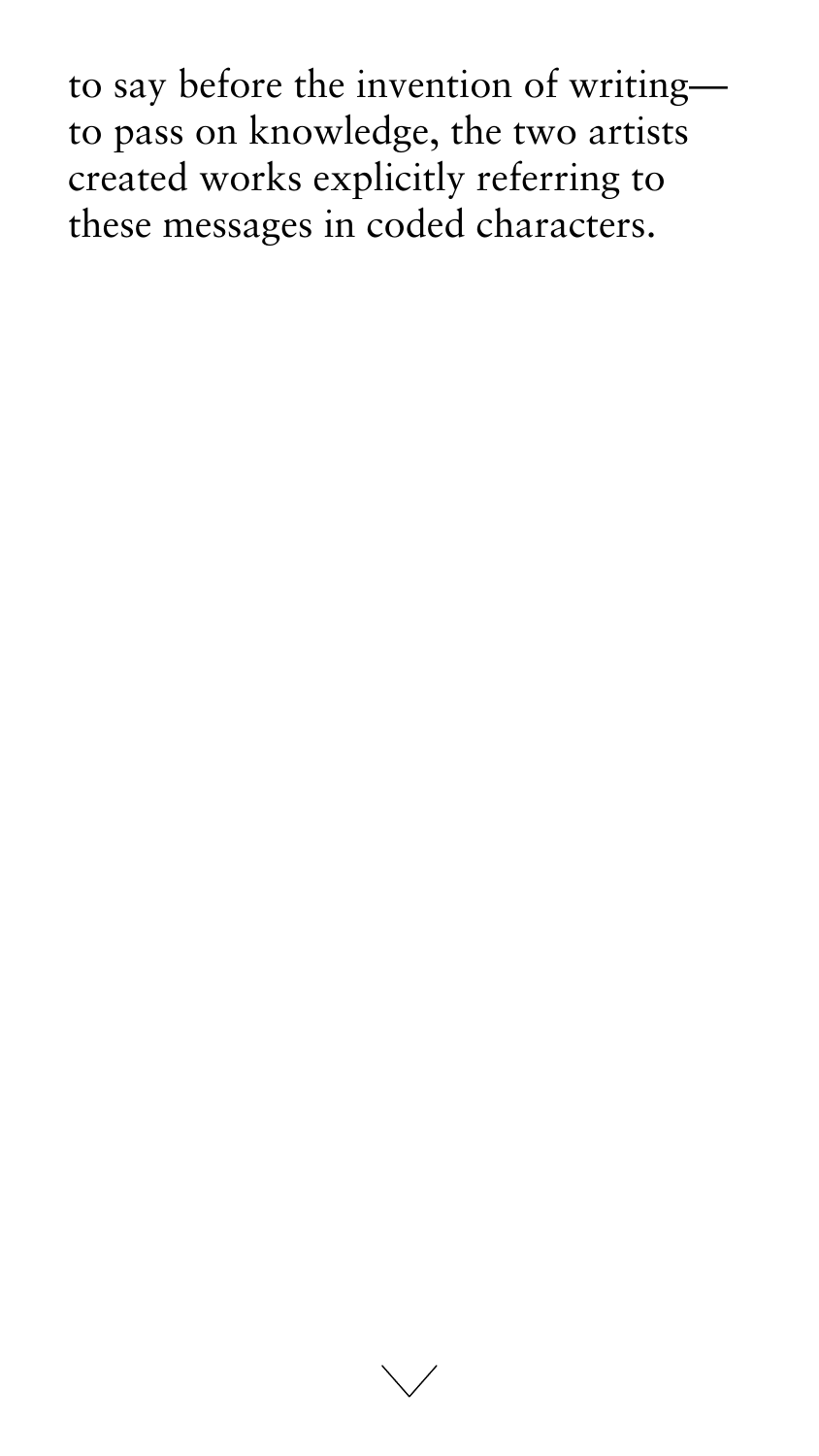to say before the invention of writing—to pass on knowledge, the two artists created works explicitly referring to these messages in coded characters.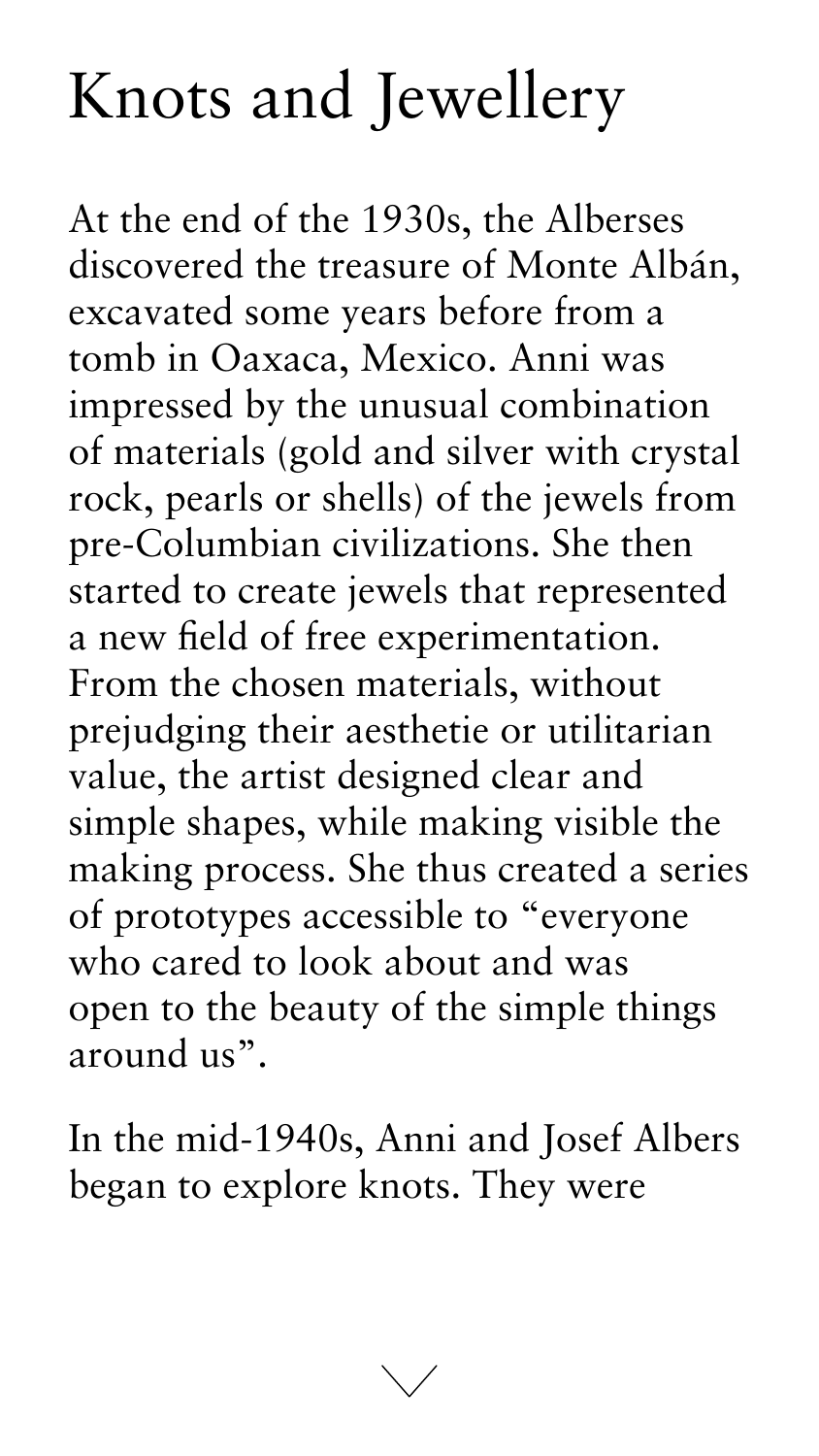# Knots and Jewellery

At the end of the 1930s, the Alberses discovered the treasure of Monte Albán, excavated some years before from a tomb in Oaxaca, Mexico. Anni was impressed by the unusual combination of materials (gold and silver with crystal rock, pearls or shells) of the jewels from pre-Columbian civilizations. She then started to create jewels that represented a new field of free experimentation. From the chosen materials, without prejudging their aesthetie or utilitarian value, the artist designed clear and simple shapes, while making visible the making process. She thus created a series of prototypes accessible to "everyone who cared to look about and was open to the beauty of the simple things around us".

In the mid-1940s, Anni and Josef Albers began to explore knots. They were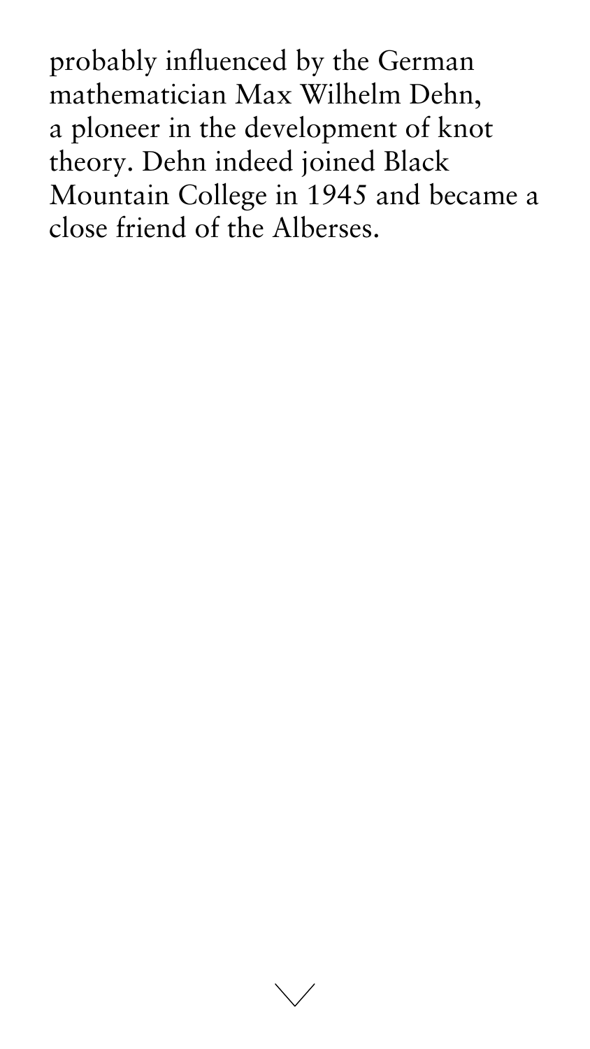probably influenced by the German mathematician Max Wilhelm Dehn, a ploneer in the development of knot theory. Dehn indeed joined Black Mountain College in 1945 and became a close friend of the Alberses.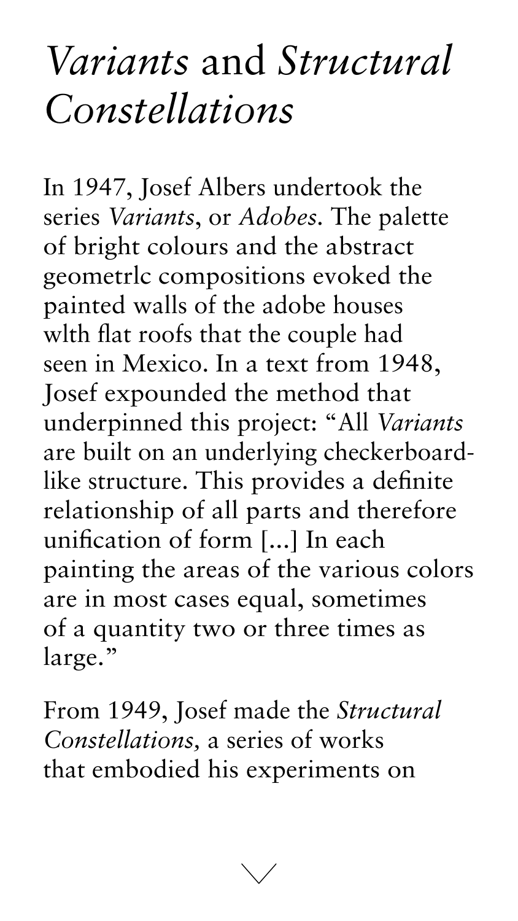# *Variants* and *Structural Constellations*

In 1947, Josef Albers undertook the series *Variants*, or *Adobes*. The palette of bright colours and the abstract geometrlc compositions evoked the painted walls of the adobe houses wlth flat roofs that the couple had seen in Mexico. In a text from 1948, Josef expounded the method that underpinned this project: "All *Variants* are built on an underlying checkerboard-like structure. This provides a definite relationship of all parts and therefore unification of form [...] In each painting the areas of the various colors are in most cases equal, sometimes of a quantity two or three times as large."

From 1949, Josef made the *Structural Constellations*, a series of works that embodied his experiments on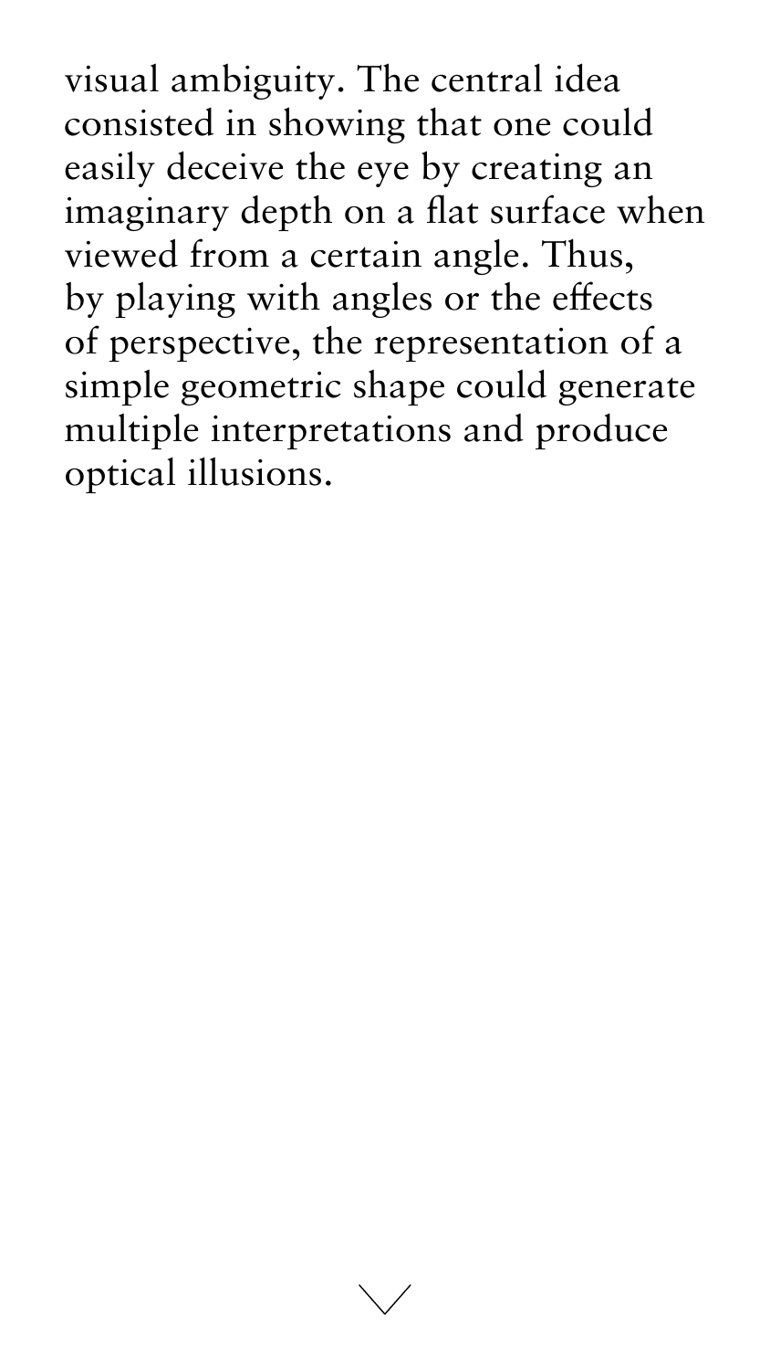visual ambiguity. The central idea consisted in showing that one could easily deceive the eye by creating an imaginary depth on a flat surface when viewed from a certain angle. Thus, by playing with angles or the effects of perspective, the representation of a simple geometric shape could generate multiple interpretations and produce optical illusions.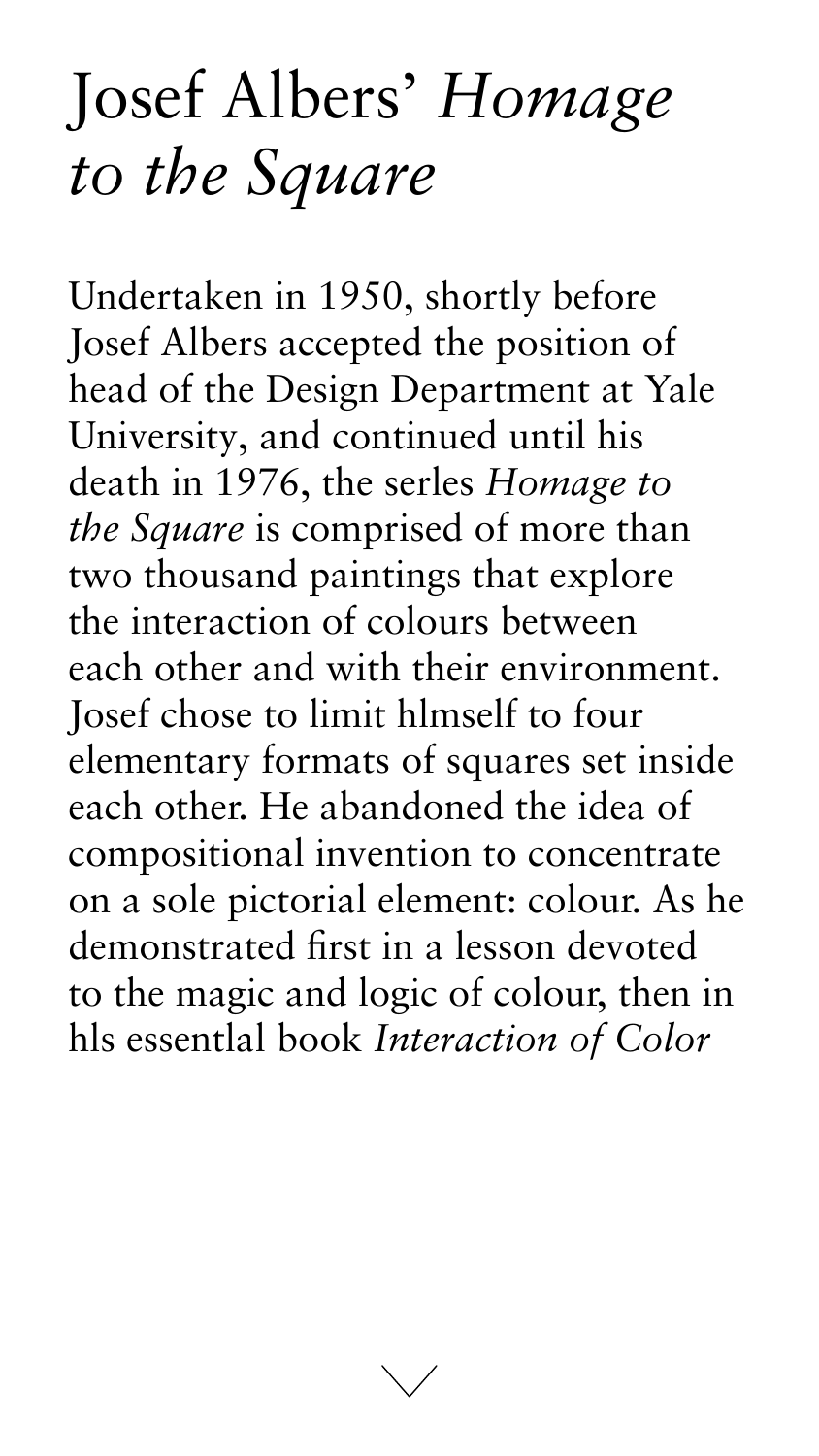# Josef Albers' *Homage to the Square*

Undertaken in 1950, shortly before Josef Albers accepted the position of head of the Design Department at Yale University, and continued until his death in 1976, the serles *Homage to the Square* is comprised of more than two thousand paintings that explore the interaction of colours between each other and with their environment. Josef chose to limit hlmself to four elementary formats of squares set inside each other. He abandoned the idea of compositional invention to concentrate on a sole pictorial element: colour. As he demonstrated first in a lesson devoted to the magic and logic of colour, then in hls essentlal book *Interaction of Color*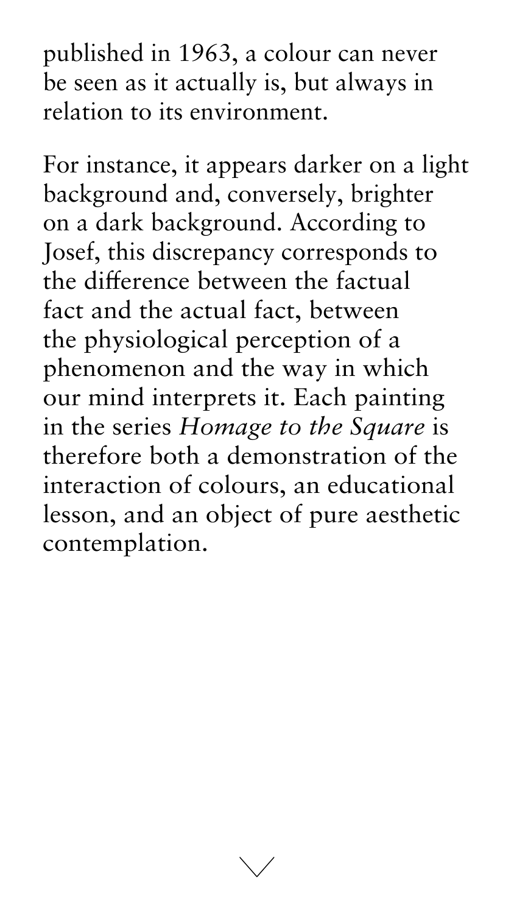published in 1963, a colour can never be seen as it actually is, but always in relation to its environment.

For instance, it appears darker on a light background and, conversely, brighter on a dark background. According to Josef, this discrepancy corresponds to the difference between the factual fact and the actual fact, between the physiological perception of a phenomenon and the way in which our mind interprets it. Each painting in the series *Homage to the Square* is therefore both a demonstration of the interaction of colours, an educational lesson, and an object of pure aesthetic contemplation.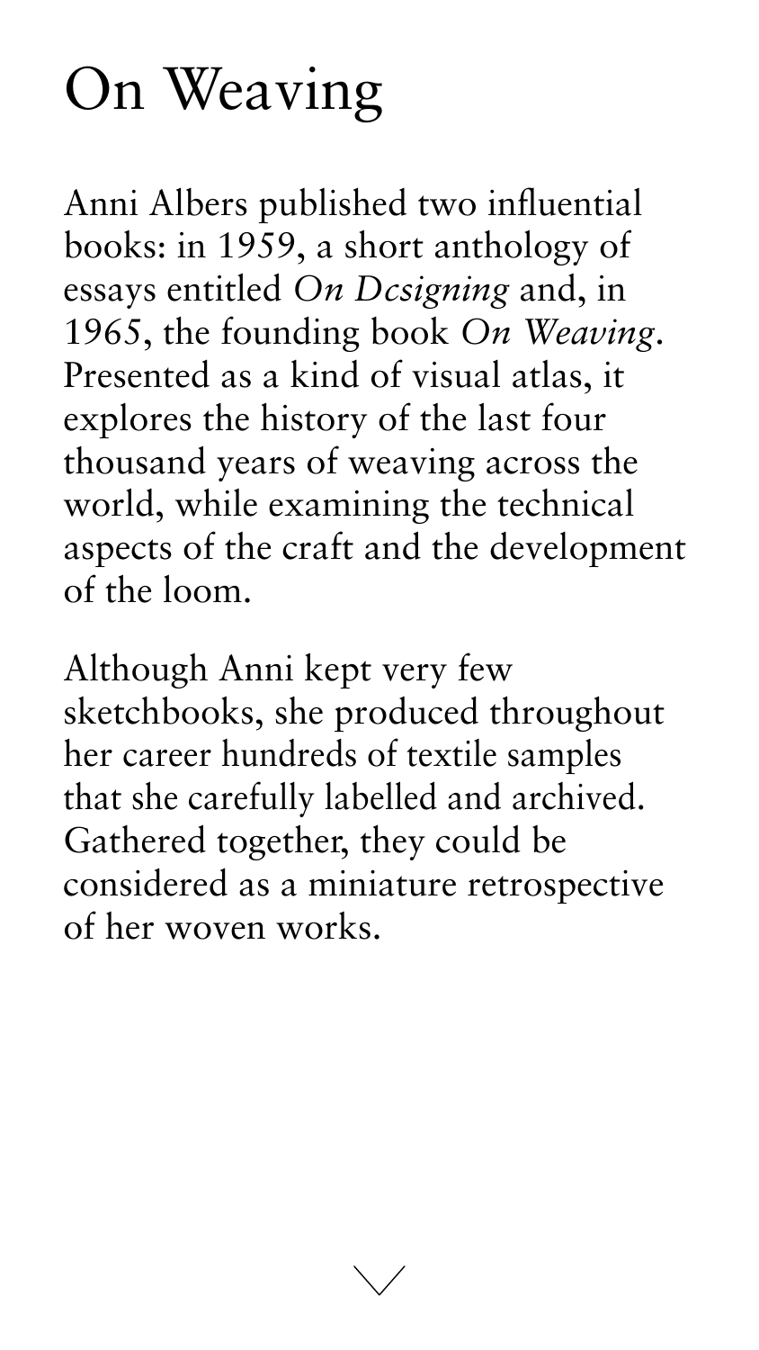# On Weaving

Anni Albers published two influential books: in 1959, a short anthology of essays entitled *On Dcsigning* and, in 1965, the founding book *On Weaving*. Presented as a kind of visual atlas, it explores the history of the last four thousand years of weaving across the world, while examining the technical aspects of the craft and the development of the loom.

Although Anni kept very few sketchbooks, she produced throughout her career hundreds of textile samples that she carefully labelled and archived. Gathered together, they could be considered as a miniature retrospective of her woven works.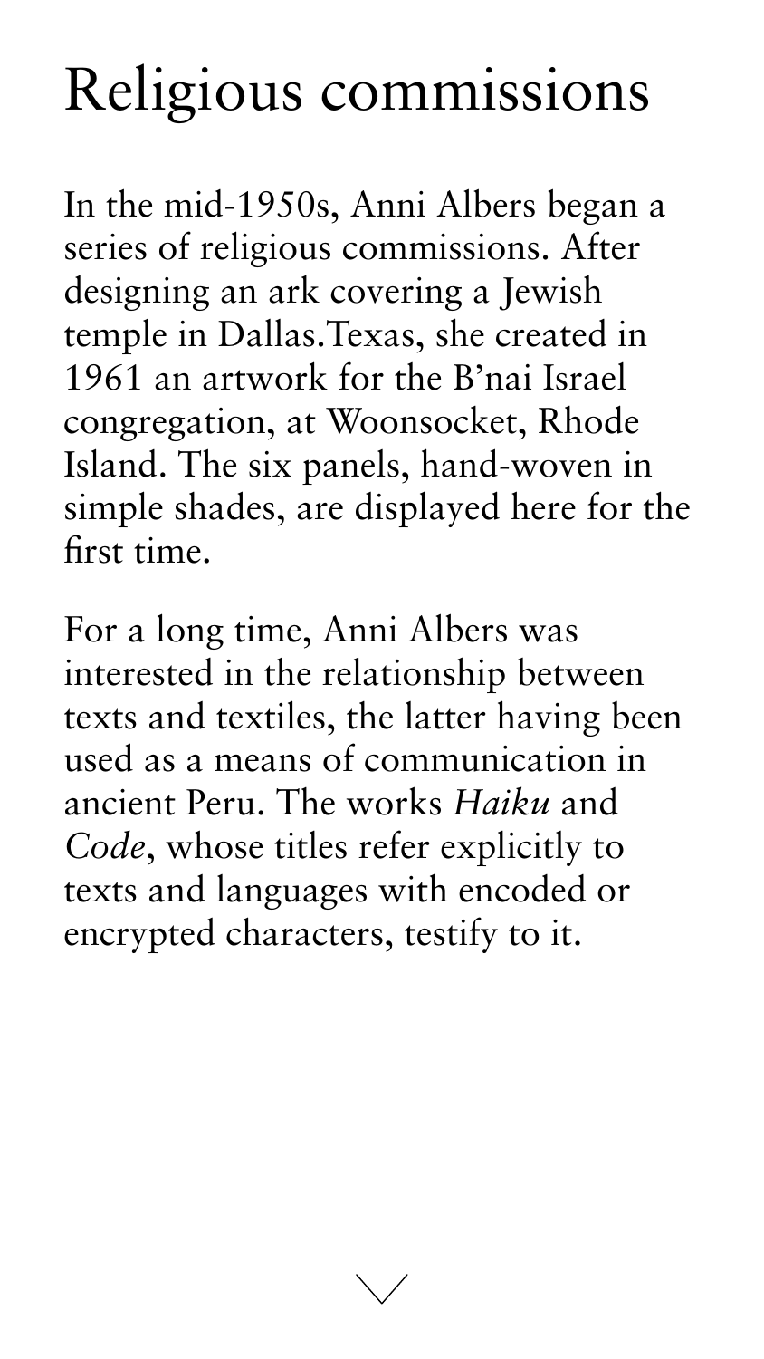# Religious commissions

In the mid-1950s, Anni Albers began a series of religious commissions. After designing an ark covering a Jewish temple in Dallas.Texas, she created in 1961 an artwork for the B'nai Israel congregation, at Woonsocket, Rhode Island. The six panels, hand-woven in simple shades, are displayed here for the first time.

For a long time, Anni Albers was interested in the relationship between texts and textiles, the latter having been used as a means of communication in ancient Peru. The works *Haiku* and *Code*, whose titles refer explicitly to texts and languages with encoded or encrypted characters, testify to it.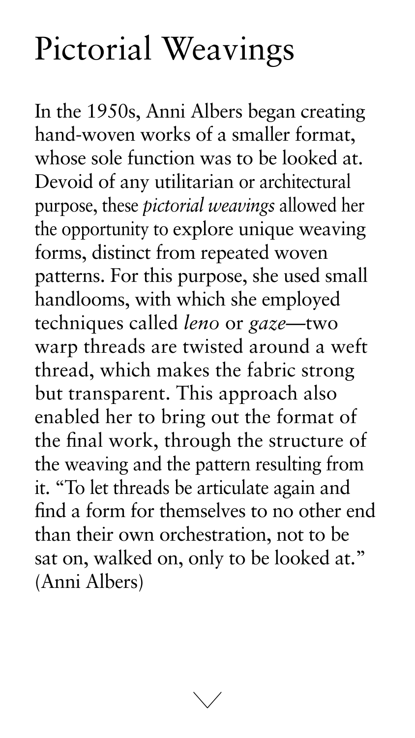# Pictorial Weavings

In the 1950s, Anni Albers began creating hand-woven works of a smaller format, whose sole function was to be looked at. Devoid of any utilitarian or architectural purpose, these *pictorial weavings* allowed her the opportunity to explore unique weaving forms, distinct from repeated woven patterns. For this purpose, she used small handlooms, with which she employed techniques called *leno* or *gaze*—two warp threads are twisted around a weft thread, which makes the fabric strong but transparent. This approach also enabled her to bring out the format of the final work, through the structure of the weaving and the pattern resulting from it. "To let threads be articulate again and find a form for themselves to no other end than their own orchestration, not to be sat on, walked on, only to be looked at." (Anni Albers)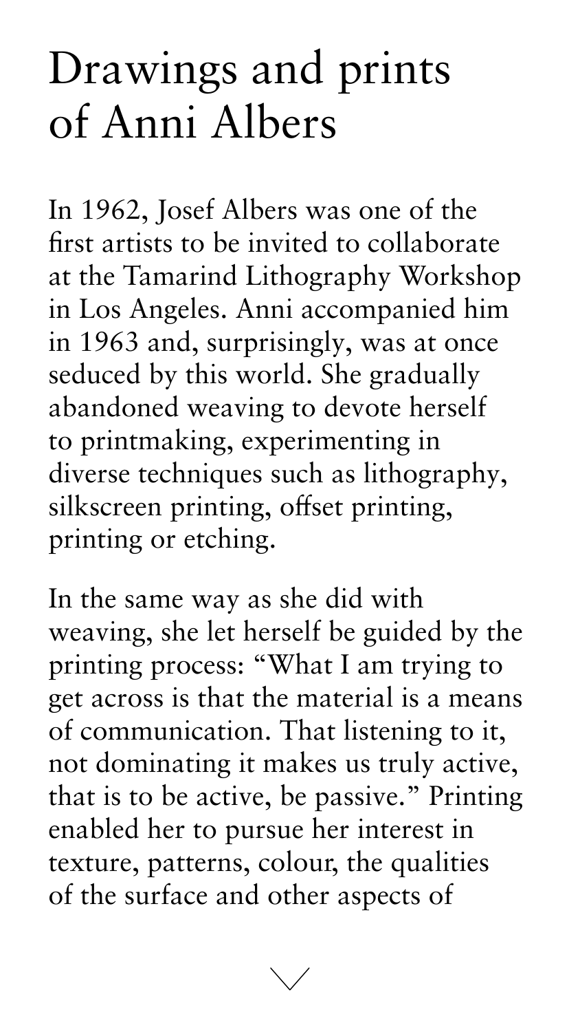# Drawings and prints of Anni Albers

In 1962, Josef Albers was one of the first artists to be invited to collaborate at the Tamarind Lithography Workshop in Los Angeles. Anni accompanied him in 1963 and, surprisingly, was at once seduced by this world. She gradually abandoned weaving to devote herself to printmaking, experimenting in diverse techniques such as lithography, silkscreen printing, offset printing, printing or etching.

In the same way as she did with weaving, she let herself be guided by the printing process: "What I am trying to get across is that the material is a means of communication. That listening to it, not dominating it makes us truly active, that is to be active, be passive." Printing enabled her to pursue her interest in texture, patterns, colour, the qualities of the surface and other aspects of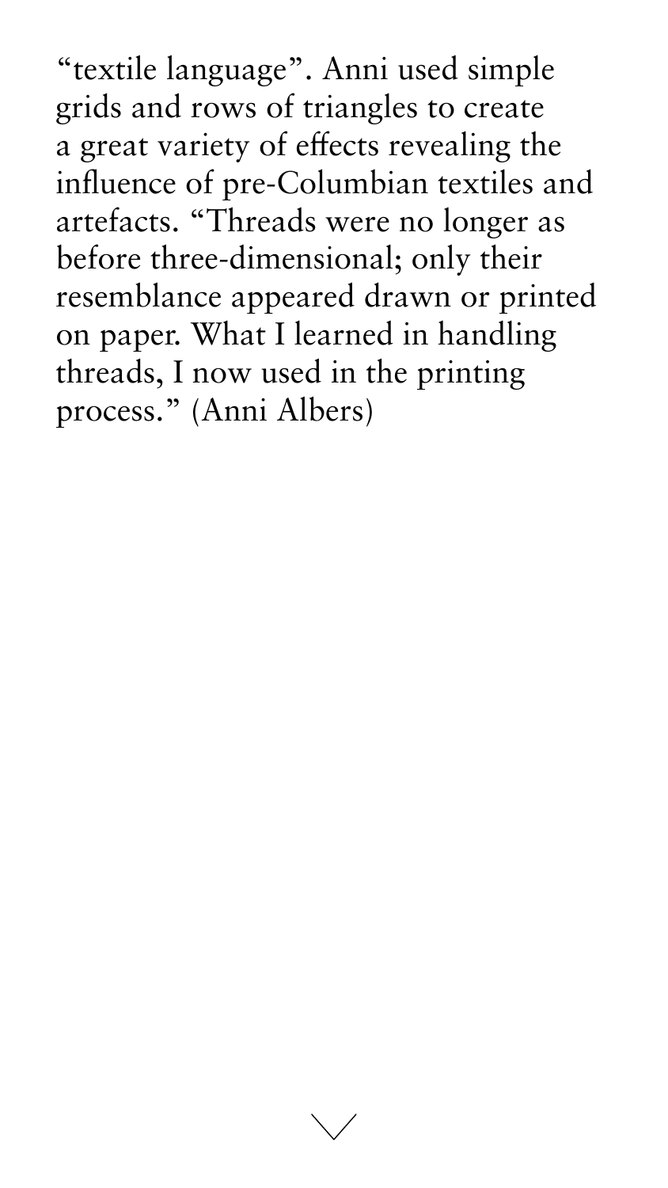"textile language". Anni used simple grids and rows of triangles to create a great variety of effects revealing the influence of pre-Columbian textiles and artefacts. "Threads were no longer as before three-dimensional; only their resemblance appeared drawn or printed on paper. What I learned in handling threads, I now used in the printing process." (Anni Albers)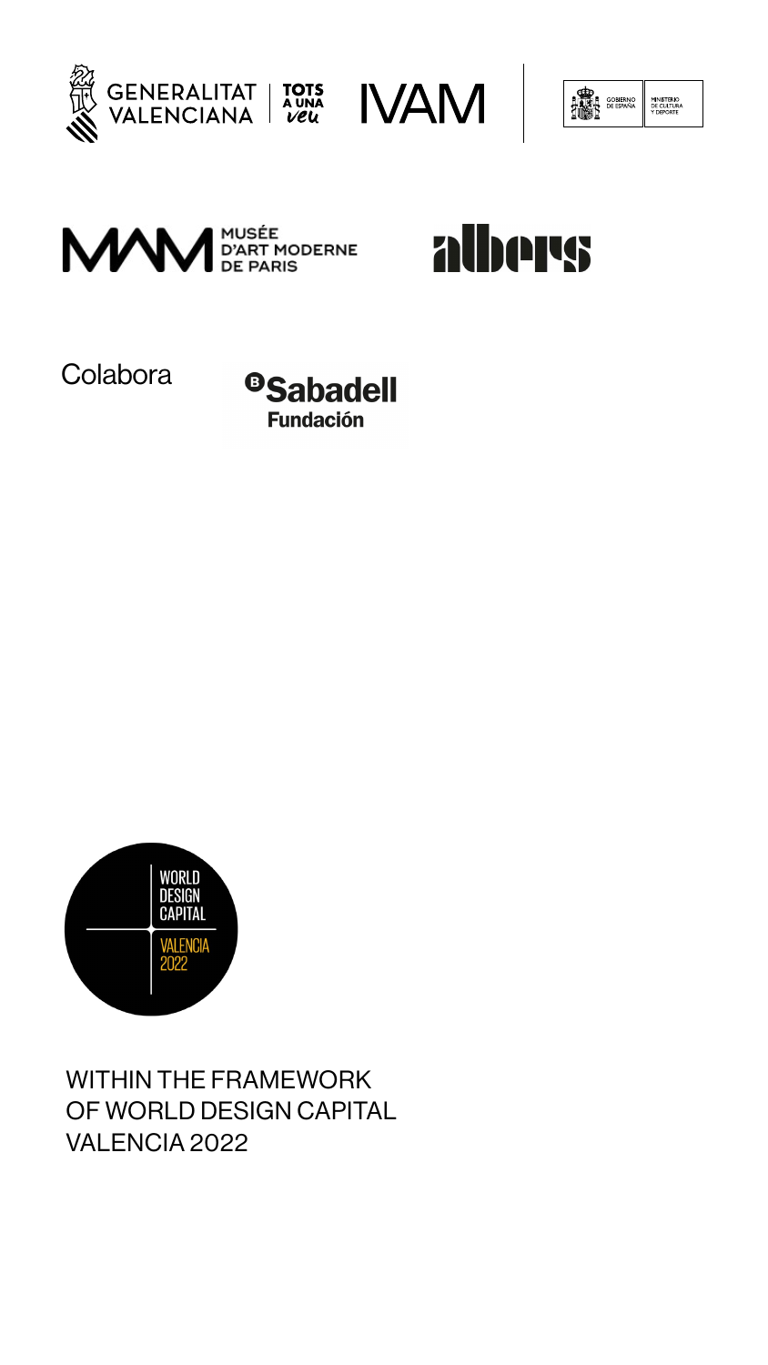GENERALITAT VALENCIANA

TOTS A UNA VEU

IVAM

GOBIERNO DE ESPAÑA

MINISTERIO DE CULTURA Y DEPORTE

MUSÉE D'ART MODERNE DE PARIS

albers

Colabora

Sabadell Fundación

WORLD DESIGN CAPITAL VALENCIA 2022

WITHIN THE FRAMEWORK OF WORLD DESIGN CAPITAL VALENCIA 2022